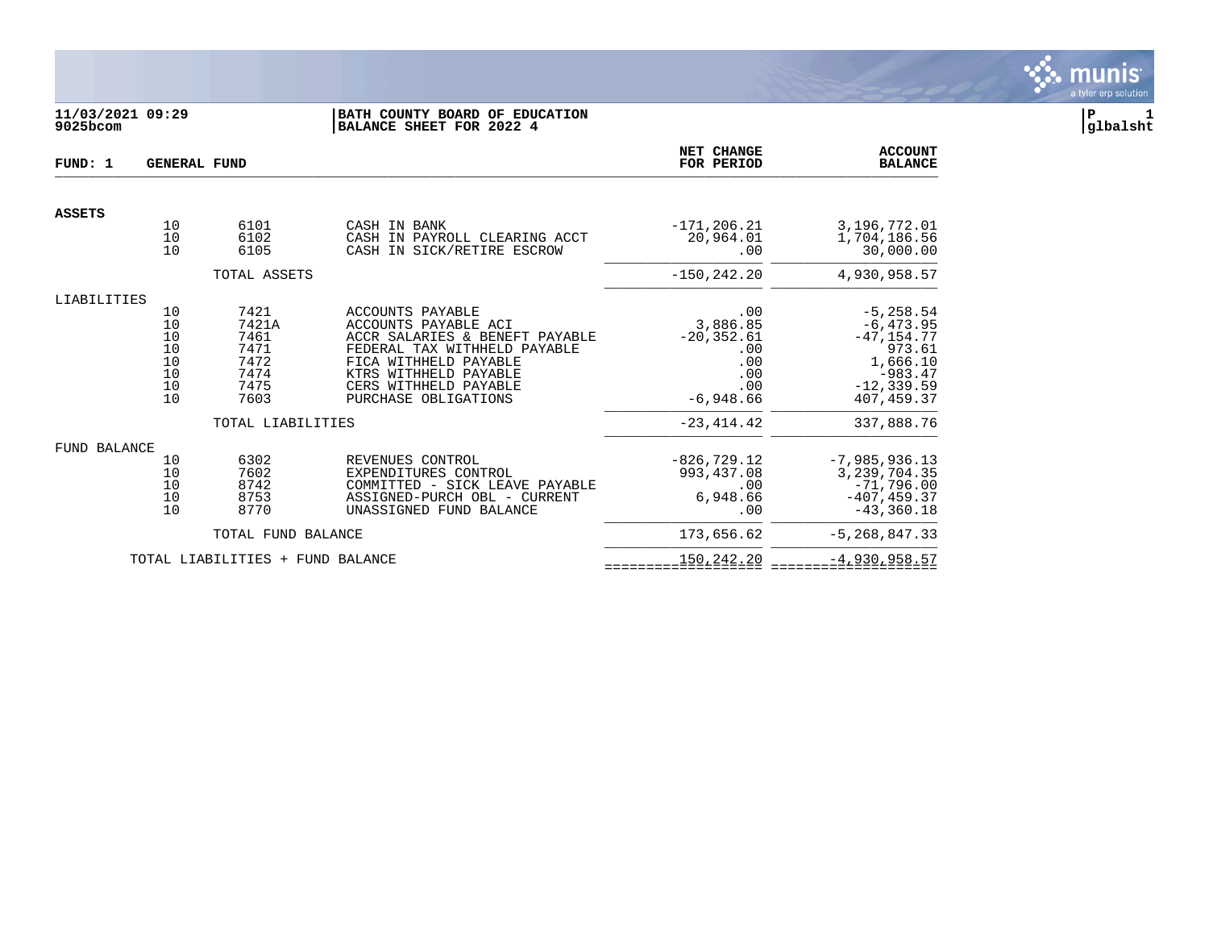11/03/2021 09:29
9025bcom

**BATH COUNTY BOARD OF EDUCATION**
**BALANCE SHEET FOR 2022 4**

P 1
glbalsht

| FUND: 1 | GENERAL FUND | | | NET CHANGE FOR PERIOD | ACCOUNT BALANCE |
|---|---|---|---|---|---|
| **ASSETS** | | | | | |
| | 10 | 6101 | CASH IN BANK | -171,206.21 | 3,196,772.01 |
| | 10 | 6102 | CASH IN PAYROLL CLEARING ACCT | 20,964.01 | 1,704,186.56 |
| | 10 | 6105 | CASH IN SICK/RETIRE ESCROW | .00 | 30,000.00 |
| | | TOTAL ASSETS | | -150,242.20 | 4,930,958.57 |
| LIABILITIES | | | | | |
| | 10 | 7421 | ACCOUNTS PAYABLE | .00 | -5,258.54 |
| | 10 | 7421A | ACCOUNTS PAYABLE ACI | 3,886.85 | -6,473.95 |
| | 10 | 7461 | ACCR SALARIES & BENEFT PAYABLE | -20,352.61 | -47,154.77 |
| | 10 | 7471 | FEDERAL TAX WITHHELD PAYABLE | .00 | 973.61 |
| | 10 | 7472 | FICA WITHHELD PAYABLE | .00 | 1,666.10 |
| | 10 | 7474 | KTRS WITHHELD PAYABLE | .00 | -983.47 |
| | 10 | 7475 | CERS WITHHELD PAYABLE | .00 | -12,339.59 |
| | 10 | 7603 | PURCHASE OBLIGATIONS | -6,948.66 | 407,459.37 |
| | | TOTAL LIABILITIES | | -23,414.42 | 337,888.76 |
| FUND BALANCE | | | | | |
| | 10 | 6302 | REVENUES CONTROL | -826,729.12 | -7,985,936.13 |
| | 10 | 7602 | EXPENDITURES CONTROL | 993,437.08 | 3,239,704.35 |
| | 10 | 8742 | COMMITTED - SICK LEAVE PAYABLE | .00 | -71,796.00 |
| | 10 | 8753 | ASSIGNED-PURCH OBL - CURRENT | 6,948.66 | -407,459.37 |
| | 10 | 8770 | UNASSIGNED FUND BALANCE | .00 | -43,360.18 |
| | | TOTAL FUND BALANCE | | 173,656.62 | -5,268,847.33 |
| | TOTAL LIABILITIES + FUND BALANCE | | | 150,242.20 | -4,930,958.57 |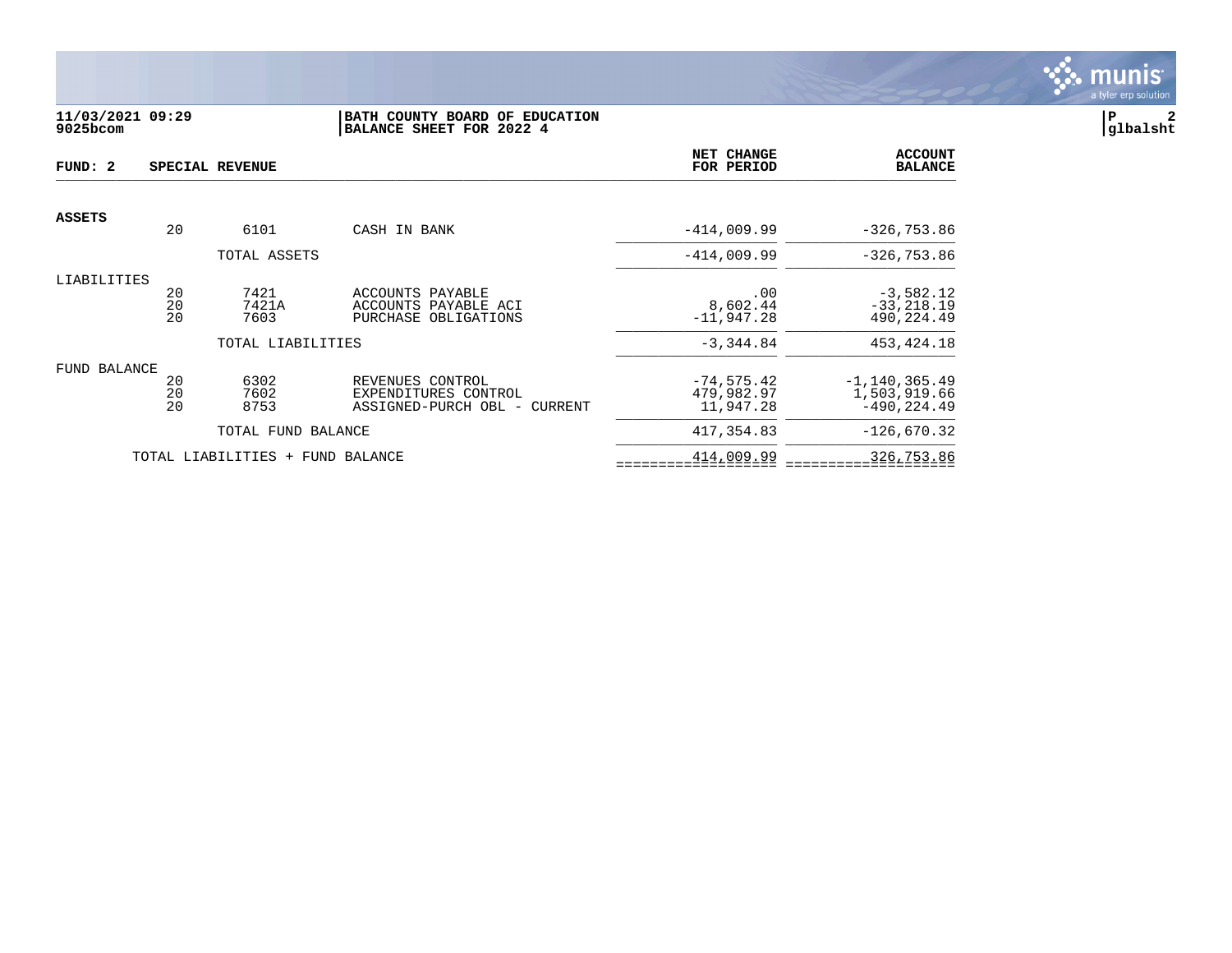**11/03/2021 09:29**
**9025bcom**

**BATH COUNTY BOARD OF EDUCATION**
**BALANCE SHEET FOR 2022 4**

glbalsht

| FUND: 2 | SPECIAL REVENUE | | | NET CHANGE FOR PERIOD | ACCOUNT BALANCE |
|---|---|---|---|---|---|
| **ASSETS** | | | | | |
| | 20 | 6101 | CASH IN BANK | -414,009.99 | -326,753.86 |
| | | TOTAL ASSETS | | -414,009.99 | -326,753.86 |
| LIABILITIES | | | | | |
| | 20 | 7421 | ACCOUNTS PAYABLE | .00 | -3,582.12 |
| | 20 | 7421A | ACCOUNTS PAYABLE ACI | 8,602.44 | -33,218.19 |
| | 20 | 7603 | PURCHASE OBLIGATIONS | -11,947.28 | 490,224.49 |
| | | TOTAL LIABILITIES | | -3,344.84 | 453,424.18 |
| FUND BALANCE | | | | | |
| | 20 | 6302 | REVENUES CONTROL | -74,575.42 | -1,140,365.49 |
| | 20 | 7602 | EXPENDITURES CONTROL | 479,982.97 | 1,503,919.66 |
| | 20 | 8753 | ASSIGNED-PURCH OBL - CURRENT | 11,947.28 | -490,224.49 |
| | | TOTAL FUND BALANCE | | 417,354.83 | -126,670.32 |
| | TOTAL LIABILITIES + FUND BALANCE | | | 414,009.99 | 326,753.86 |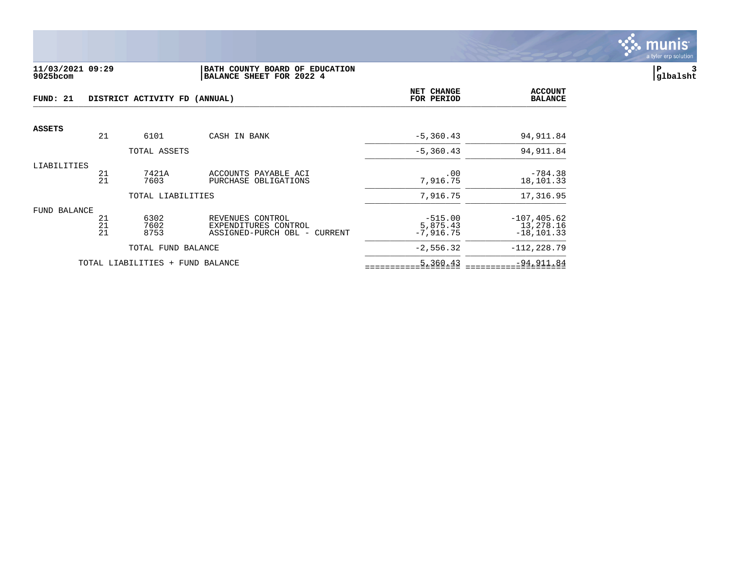**11/03/2021 09:29**
**9025bcom**

**BATH COUNTY BOARD OF EDUCATION**
**BALANCE SHEET FOR 2022 4**

**P 3**
**glbalsht**

| FUND: 21 | | | DISTRICT ACTIVITY FD (ANNUAL) | NET CHANGE FOR PERIOD | ACCOUNT BALANCE |
|---|---|---|---|---|---|
| **ASSETS** | | | | | |
| | 21 | 6101 | CASH IN BANK | -5,360.43 | 94,911.84 |
| | | TOTAL ASSETS | | -5,360.43 | 94,911.84 |
| LIABILITIES | | | | | |
| | 21 | 7421A | ACCOUNTS PAYABLE ACI | .00 | -784.38 |
| | 21 | 7603 | PURCHASE OBLIGATIONS | 7,916.75 | 18,101.33 |
| | | TOTAL LIABILITIES | | 7,916.75 | 17,316.95 |
| FUND BALANCE | | | | | |
| | 21 | 6302 | REVENUES CONTROL | -515.00 | -107,405.62 |
| | 21 | 7602 | EXPENDITURES CONTROL | 5,875.43 | 13,278.16 |
| | 21 | 8753 | ASSIGNED-PURCH OBL - CURRENT | -7,916.75 | -18,101.33 |
| | | TOTAL FUND BALANCE | | -2,556.32 | -112,228.79 |
| | TOTAL LIABILITIES + FUND BALANCE | | | 5,360.43 | -94,911.84 |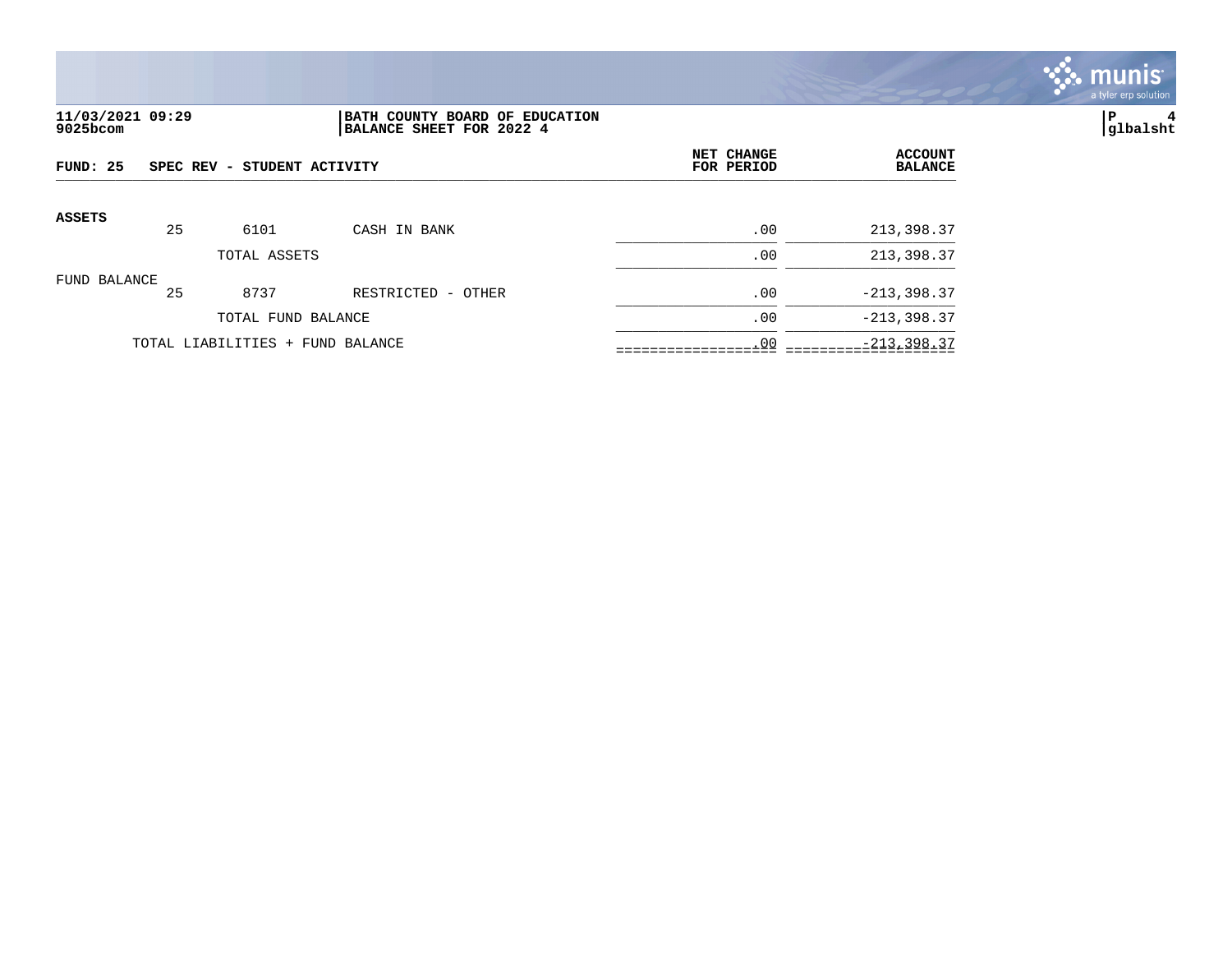**11/03/2021 09:29**
**9025bcom**

**BATH COUNTY BOARD OF EDUCATION**
**BALANCE SHEET FOR 2022 4**

**glbalsht**

| **FUND: 25 SPEC REV - STUDENT ACTIVITY** | | | | **NET CHANGE FOR PERIOD** | **ACCOUNT BALANCE** |
|---|---|---|---|---|---|
| **ASSETS** | | | | | |
| | 25 | 6101 | CASH IN BANK | .00 | 213,398.37 |
| | | TOTAL ASSETS | | .00 | 213,398.37 |
| FUND BALANCE | | | | | |
| | 25 | 8737 | RESTRICTED - OTHER | .00 | -213,398.37 |
| | | TOTAL FUND BALANCE | | .00 | -213,398.37 |
| TOTAL LIABILITIES + FUND BALANCE | | | | .00 | -213,398.37 |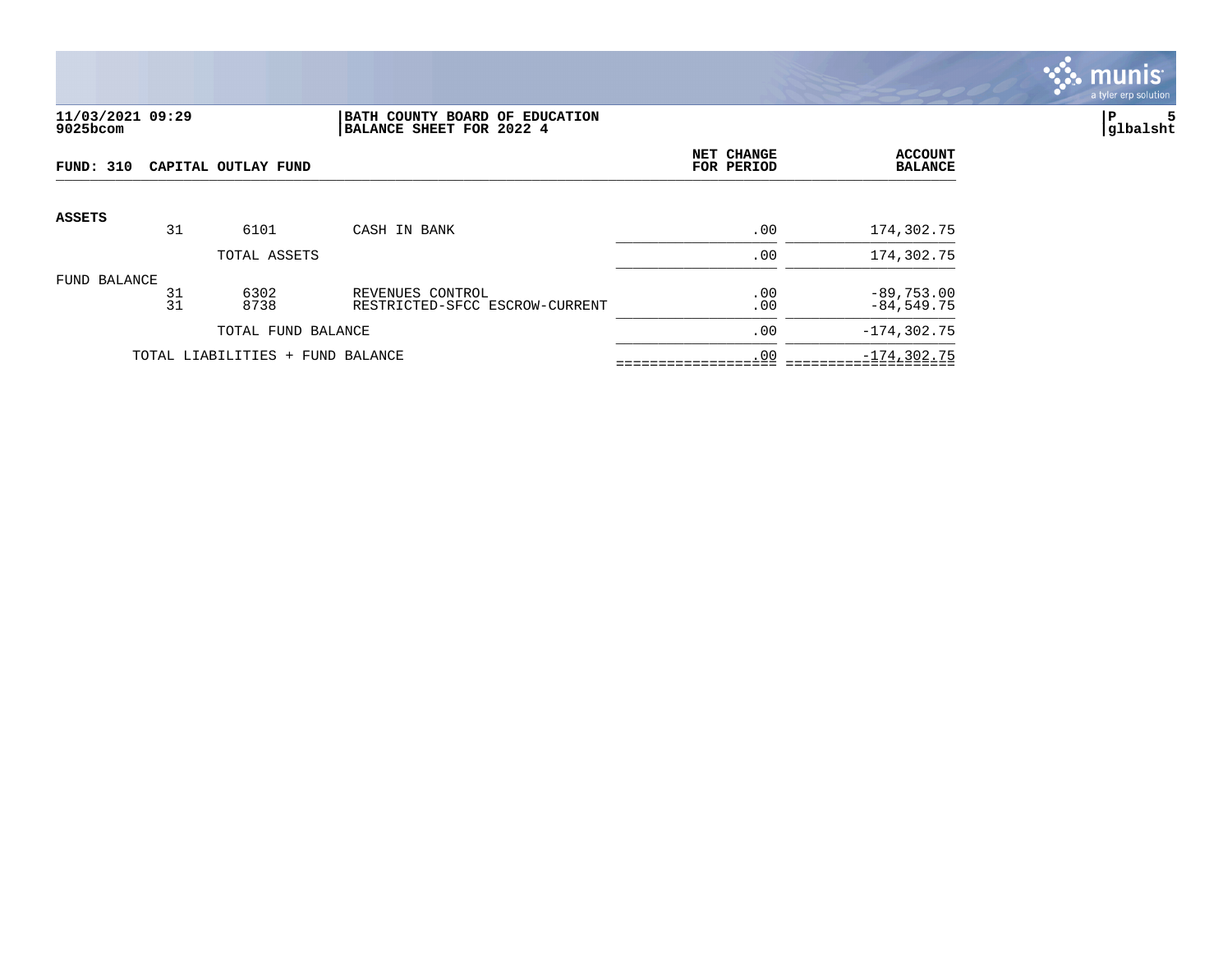**11/03/2021 09:29**
**9025bcom**

**BATH COUNTY BOARD OF EDUCATION**
**BALANCE SHEET FOR 2022 4**

**P 5**
**glbalsht**

**FUND: 310 CAPITAL OUTLAY FUND**

| | | | | NET CHANGE FOR PERIOD | ACCOUNT BALANCE |
|---|---|---|---|---|---|
| **ASSETS** | | | | | |
| | 31 | 6101 | CASH IN BANK | .00 | 174,302.75 |
| | | TOTAL ASSETS | | .00 | 174,302.75 |
| FUND BALANCE | | | | | |
| | 31 | 6302 | REVENUES CONTROL | .00 | -89,753.00 |
| | 31 | 8738 | RESTRICTED-SFCC ESCROW-CURRENT | .00 | -84,549.75 |
| | | TOTAL FUND BALANCE | | .00 | -174,302.75 |
| | TOTAL LIABILITIES + FUND BALANCE | | | .00 | -174,302.75 |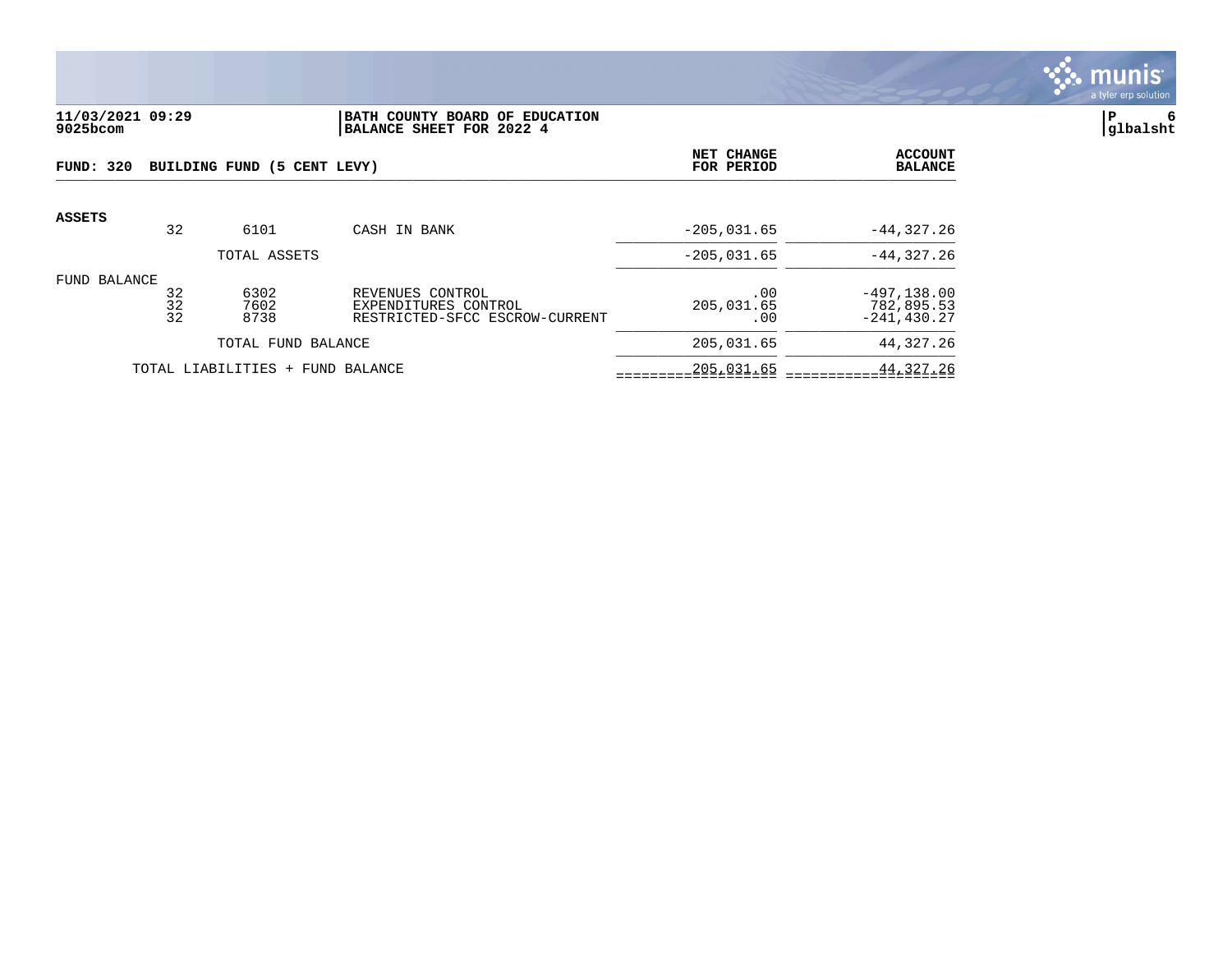**11/03/2021 09:29**
**9025bcom**

**BATH COUNTY BOARD OF EDUCATION**
**BALANCE SHEET FOR 2022 4**

**FUND: 320 BUILDING FUND (5 CENT LEVY)**

| | | | | NET CHANGE FOR PERIOD | ACCOUNT BALANCE |
|---|---|---|---|---|---|
| **ASSETS** | | | | | |
| | 32 | 6101 | CASH IN BANK | -205,031.65 | -44,327.26 |
| | | TOTAL ASSETS | | -205,031.65 | -44,327.26 |
| FUND BALANCE | | | | | |
| | 32 | 6302 | REVENUES CONTROL | .00 | -497,138.00 |
| | 32 | 7602 | EXPENDITURES CONTROL | 205,031.65 | 782,895.53 |
| | 32 | 8738 | RESTRICTED-SFCC ESCROW-CURRENT | .00 | -241,430.27 |
| | | TOTAL FUND BALANCE | | 205,031.65 | 44,327.26 |
| | TOTAL LIABILITIES + FUND BALANCE | | | 205,031.65 | 44,327.26 |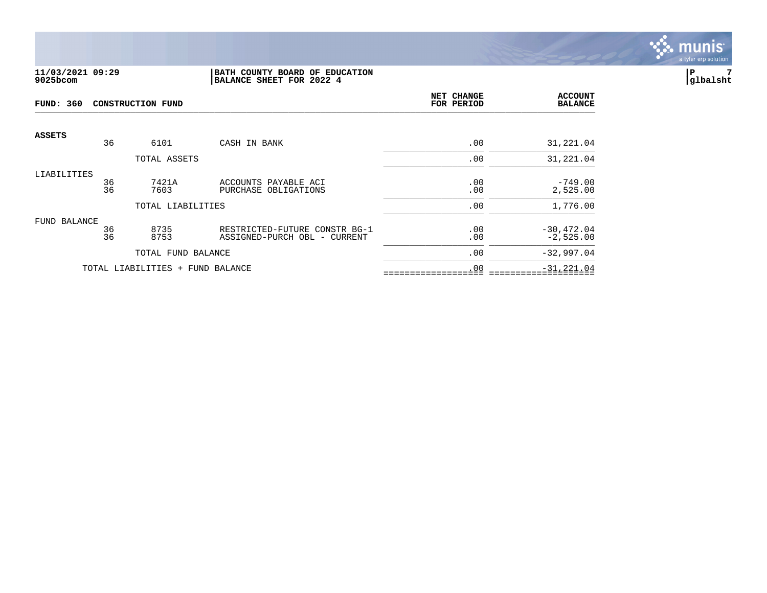11/03/2021 09:29
9025bcom

**BATH COUNTY BOARD OF EDUCATION**
**BALANCE SHEET FOR 2022 4**

glbalsht

**FUND: 360 CONSTRUCTION FUND**

| | | | | NET CHANGE FOR PERIOD | ACCOUNT BALANCE |
|---|---|---|---|---|---|
| **ASSETS** | | | | | |
| | 36 | 6101 | CASH IN BANK | .00 | 31,221.04 |
| | | TOTAL ASSETS | | .00 | 31,221.04 |
| LIABILITIES | | | | | |
| | 36 | 7421A | ACCOUNTS PAYABLE ACI | .00 | -749.00 |
| | 36 | 7603 | PURCHASE OBLIGATIONS | .00 | 2,525.00 |
| | | TOTAL LIABILITIES | | .00 | 1,776.00 |
| FUND BALANCE | | | | | |
| | 36 | 8735 | RESTRICTED-FUTURE CONSTR BG-1 | .00 | -30,472.04 |
| | 36 | 8753 | ASSIGNED-PURCH OBL - CURRENT | .00 | -2,525.00 |
| | | TOTAL FUND BALANCE | | .00 | -32,997.04 |
| | TOTAL LIABILITIES + FUND BALANCE | | | .00 | -31,221.04 |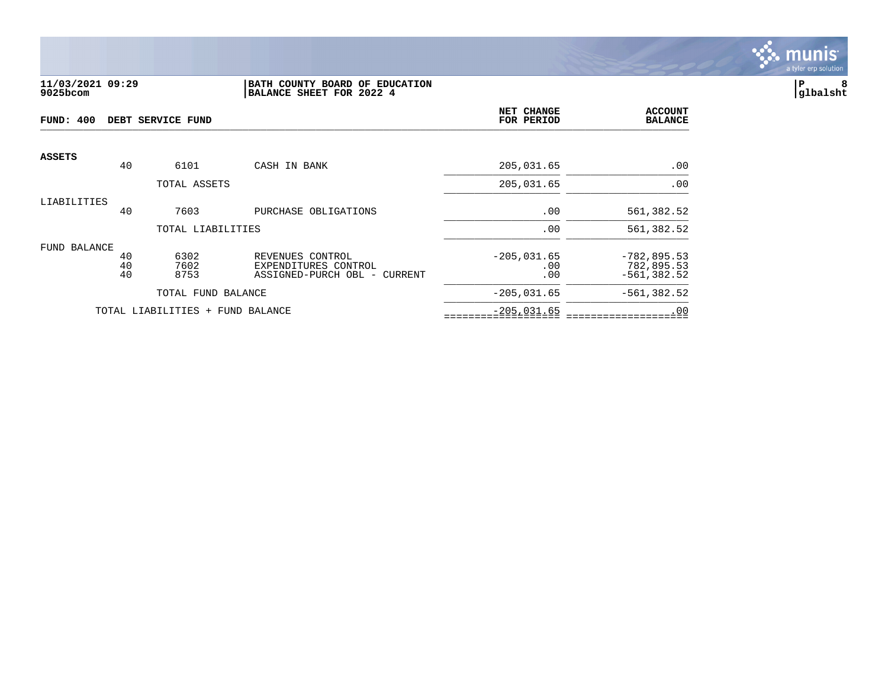11/03/2021 09:29
9025bcom

**BATH COUNTY BOARD OF EDUCATION**
**BALANCE SHEET FOR 2022 4**

P 8
glbalsht

**FUND: 400 DEBT SERVICE FUND**

| | | | | NET CHANGE FOR PERIOD | ACCOUNT BALANCE |
|---|---|---|---|---|---|
| **ASSETS** | | | | | |
| | 40 | 6101 | CASH IN BANK | 205,031.65 | .00 |
| | | TOTAL ASSETS | | 205,031.65 | .00 |
| LIABILITIES | | | | | |
| | 40 | 7603 | PURCHASE OBLIGATIONS | .00 | 561,382.52 |
| | | TOTAL LIABILITIES | | .00 | 561,382.52 |
| FUND BALANCE | | | | | |
| | 40 | 6302 | REVENUES CONTROL | -205,031.65 | -782,895.53 |
| | 40 | 7602 | EXPENDITURES CONTROL | .00 | 782,895.53 |
| | 40 | 8753 | ASSIGNED-PURCH OBL - CURRENT | .00 | -561,382.52 |
| | | TOTAL FUND BALANCE | | -205,031.65 | -561,382.52 |
| | TOTAL LIABILITIES + FUND BALANCE | | | -205,031.65 | .00 |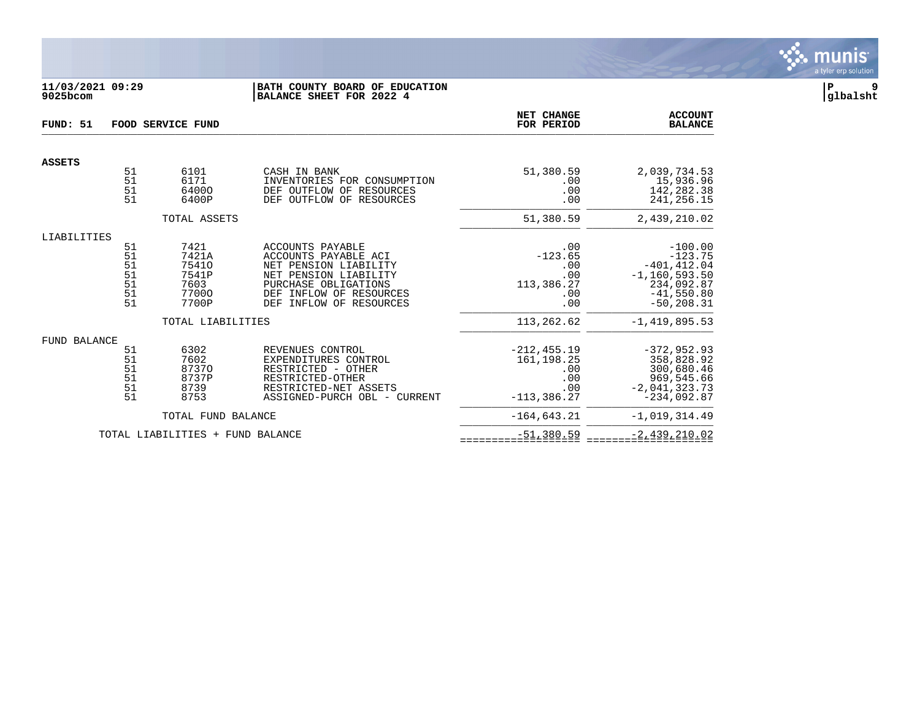**11/03/2021 09:29**
**9025bcom**

**BATH COUNTY BOARD OF EDUCATION**
**BALANCE SHEET FOR 2022 4**

**glbalsht**

**FUND: 51 FOOD SERVICE FUND**

| | | | | NET CHANGE FOR PERIOD | ACCOUNT BALANCE |
|---|---|---|---|---|---|
| **ASSETS** | | | | | |
| | 51 | 6101 | CASH IN BANK | 51,380.59 | 2,039,734.53 |
| | 51 | 6171 | INVENTORIES FOR CONSUMPTION | .00 | 15,936.96 |
| | 51 | 6400O | DEF OUTFLOW OF RESOURCES | .00 | 142,282.38 |
| | 51 | 6400P | DEF OUTFLOW OF RESOURCES | .00 | 241,256.15 |
| | | TOTAL ASSETS | | 51,380.59 | 2,439,210.02 |
| LIABILITIES | | | | | |
| | 51 | 7421 | ACCOUNTS PAYABLE | .00 | -100.00 |
| | 51 | 7421A | ACCOUNTS PAYABLE ACI | -123.65 | -123.75 |
| | 51 | 7541O | NET PENSION LIABILITY | .00 | -401,412.04 |
| | 51 | 7541P | NET PENSION LIABILITY | .00 | -1,160,593.50 |
| | 51 | 7603 | PURCHASE OBLIGATIONS | 113,386.27 | 234,092.87 |
| | 51 | 7700O | DEF INFLOW OF RESOURCES | .00 | -41,550.80 |
| | 51 | 7700P | DEF INFLOW OF RESOURCES | .00 | -50,208.31 |
| | | TOTAL LIABILITIES | | 113,262.62 | -1,419,895.53 |
| FUND BALANCE | | | | | |
| | 51 | 6302 | REVENUES CONTROL | -212,455.19 | -372,952.93 |
| | 51 | 7602 | EXPENDITURES CONTROL | 161,198.25 | 358,828.92 |
| | 51 | 8737O | RESTRICTED - OTHER | .00 | 300,680.46 |
| | 51 | 8737P | RESTRICTED-OTHER | .00 | 969,545.66 |
| | 51 | 8739 | RESTRICTED-NET ASSETS | .00 | -2,041,323.73 |
| | 51 | 8753 | ASSIGNED-PURCH OBL - CURRENT | -113,386.27 | -234,092.87 |
| | | TOTAL FUND BALANCE | | -164,643.21 | -1,019,314.49 |
| | TOTAL LIABILITIES + FUND BALANCE | | | -51,380.59 | -2,439,210.02 |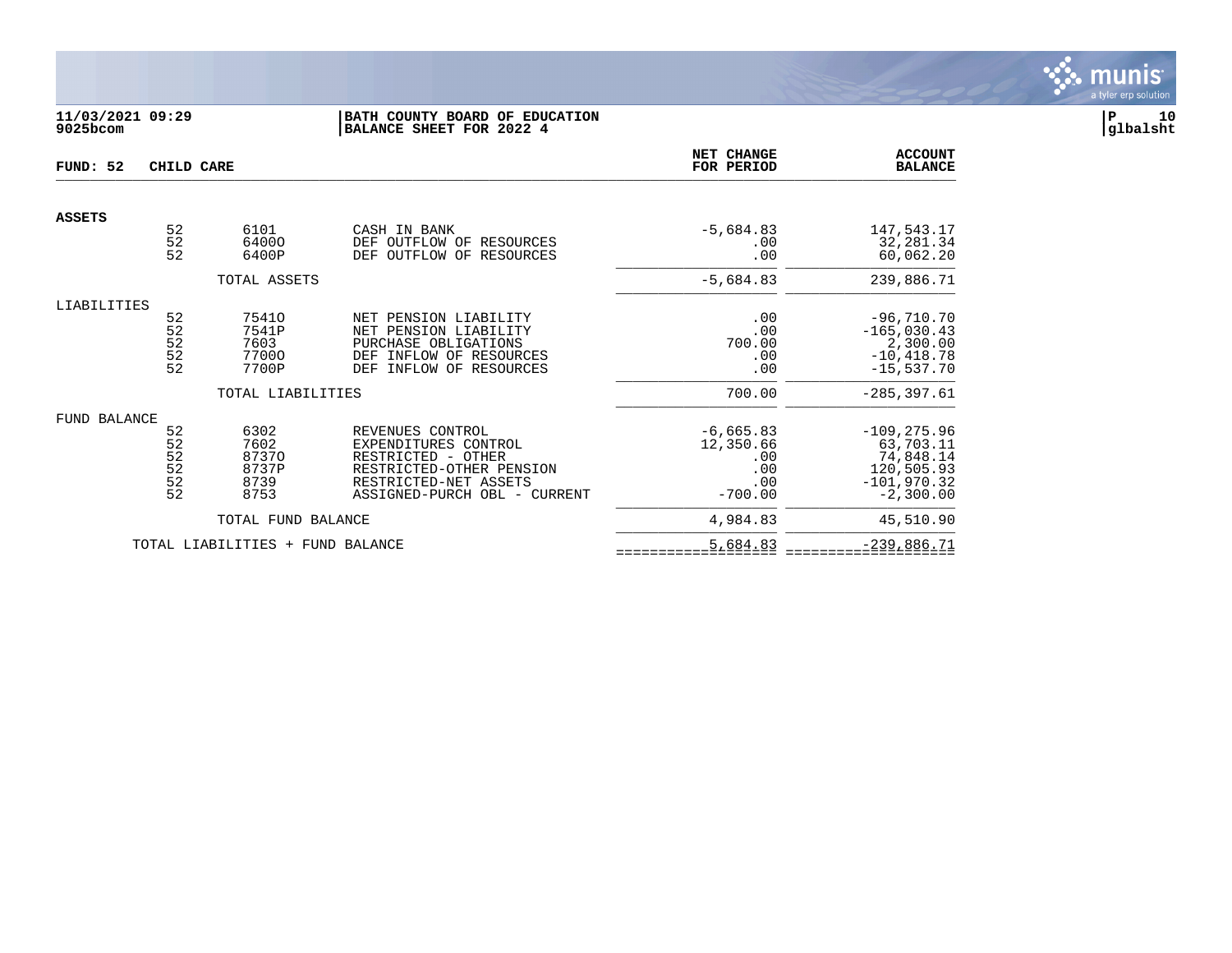**11/03/2021 09:29** | **BATH COUNTY BOARD OF EDUCATION** | **P 10**
**9025bcom** | **BALANCE SHEET FOR 2022 4** | **glbalsht**

| **FUND: 52** | **CHILD CARE** | | | **NET CHANGE FOR PERIOD** | **ACCOUNT BALANCE** |
|---|---|---|---|---:|---:|
| **ASSETS** | | | | | |
| | 52 | 6101 | CASH IN BANK | -5,684.83 | 147,543.17 |
| | 52 | 6400O | DEF OUTFLOW OF RESOURCES | .00 | 32,281.34 |
| | 52 | 6400P | DEF OUTFLOW OF RESOURCES | .00 | 60,062.20 |
| | | TOTAL ASSETS | | -5,684.83 | 239,886.71 |
| LIABILITIES | | | | | |
| | 52 | 7541O | NET PENSION LIABILITY | .00 | -96,710.70 |
| | 52 | 7541P | NET PENSION LIABILITY | .00 | -165,030.43 |
| | 52 | 7603 | PURCHASE OBLIGATIONS | 700.00 | 2,300.00 |
| | 52 | 7700O | DEF INFLOW OF RESOURCES | .00 | -10,418.78 |
| | 52 | 7700P | DEF INFLOW OF RESOURCES | .00 | -15,537.70 |
| | | TOTAL LIABILITIES | | 700.00 | -285,397.61 |
| FUND BALANCE | | | | | |
| | 52 | 6302 | REVENUES CONTROL | -6,665.83 | -109,275.96 |
| | 52 | 7602 | EXPENDITURES CONTROL | 12,350.66 | 63,703.11 |
| | 52 | 8737O | RESTRICTED - OTHER | .00 | 74,848.14 |
| | 52 | 8737P | RESTRICTED-OTHER PENSION | .00 | 120,505.93 |
| | 52 | 8739 | RESTRICTED-NET ASSETS | .00 | -101,970.32 |
| | 52 | 8753 | ASSIGNED-PURCH OBL - CURRENT | -700.00 | -2,300.00 |
| | | TOTAL FUND BALANCE | | 4,984.83 | 45,510.90 |
| | TOTAL LIABILITIES + FUND BALANCE | | | 5,684.83 | -239,886.71 |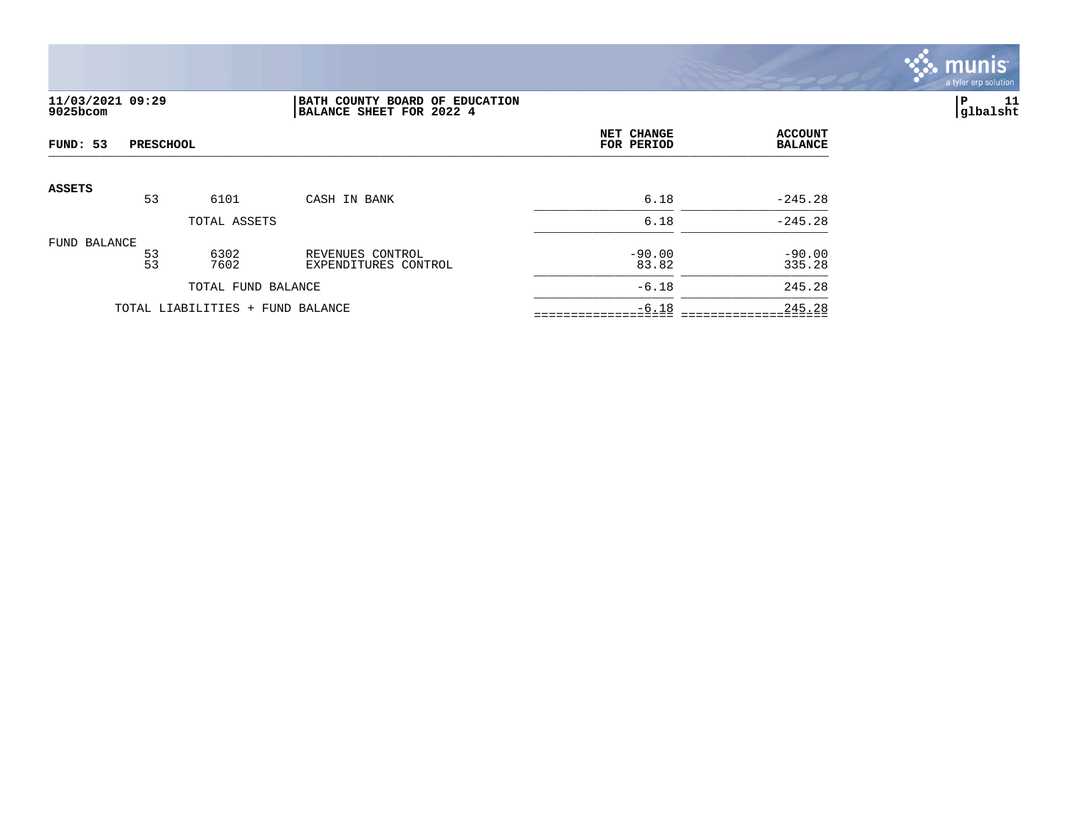**11/03/2021 09:29**
**9025bcom**

**BATH COUNTY BOARD OF EDUCATION**
**BALANCE SHEET FOR 2022 4**

**P 11**
**glbalsht**

| **FUND: 53** | **PRESCHOOL** | | **NET CHANGE FOR PERIOD** | **ACCOUNT BALANCE** |
|---|---|---|---|---|
| **ASSETS** | | | | |
| 53 | 6101 | CASH IN BANK | 6.18 | -245.28 |
| | TOTAL ASSETS | | 6.18 | -245.28 |
| FUND BALANCE | | | | |
| 53 | 6302 | REVENUES CONTROL | -90.00 | -90.00 |
| 53 | 7602 | EXPENDITURES CONTROL | 83.82 | 335.28 |
| | TOTAL FUND BALANCE | | -6.18 | 245.28 |
| TOTAL LIABILITIES + FUND BALANCE | | | -6.18 | 245.28 |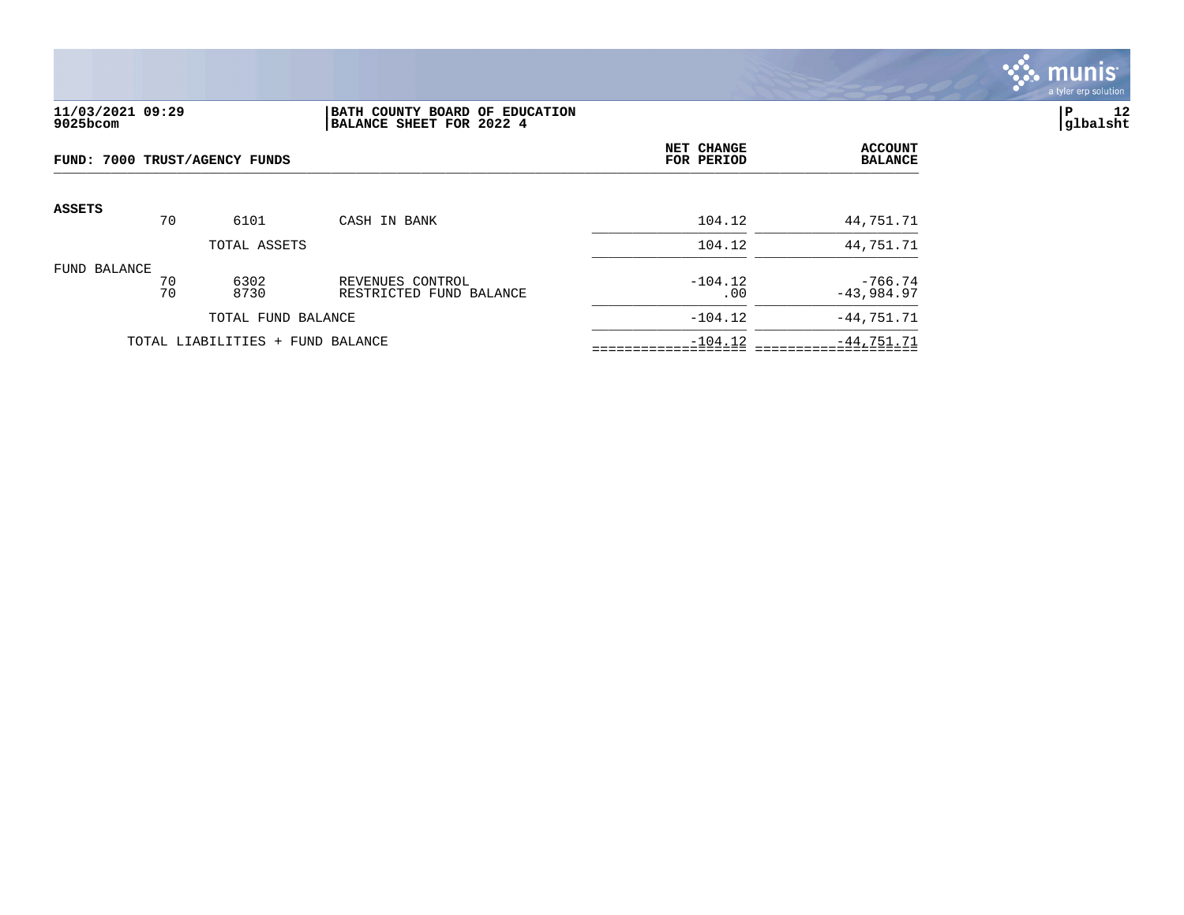11/03/2021 09:29
9025bcom

BATH COUNTY BOARD OF EDUCATION
BALANCE SHEET FOR 2022 4

P 12
glbalsht

FUND: 7000 TRUST/AGENCY FUNDS

| | | | | NET CHANGE FOR PERIOD | ACCOUNT BALANCE |
|---|---|---|---|---|---|
| **ASSETS** | | | | | |
| | 70 | 6101 | CASH IN BANK | 104.12 | 44,751.71 |
| | | TOTAL ASSETS | | 104.12 | 44,751.71 |
| FUND BALANCE | | | | | |
| | 70 | 6302 | REVENUES CONTROL | -104.12 | -766.74 |
| | 70 | 8730 | RESTRICTED FUND BALANCE | .00 | -43,984.97 |
| | | TOTAL FUND BALANCE | | -104.12 | -44,751.71 |
| | TOTAL LIABILITIES + FUND BALANCE | | | -104.12 | -44,751.71 |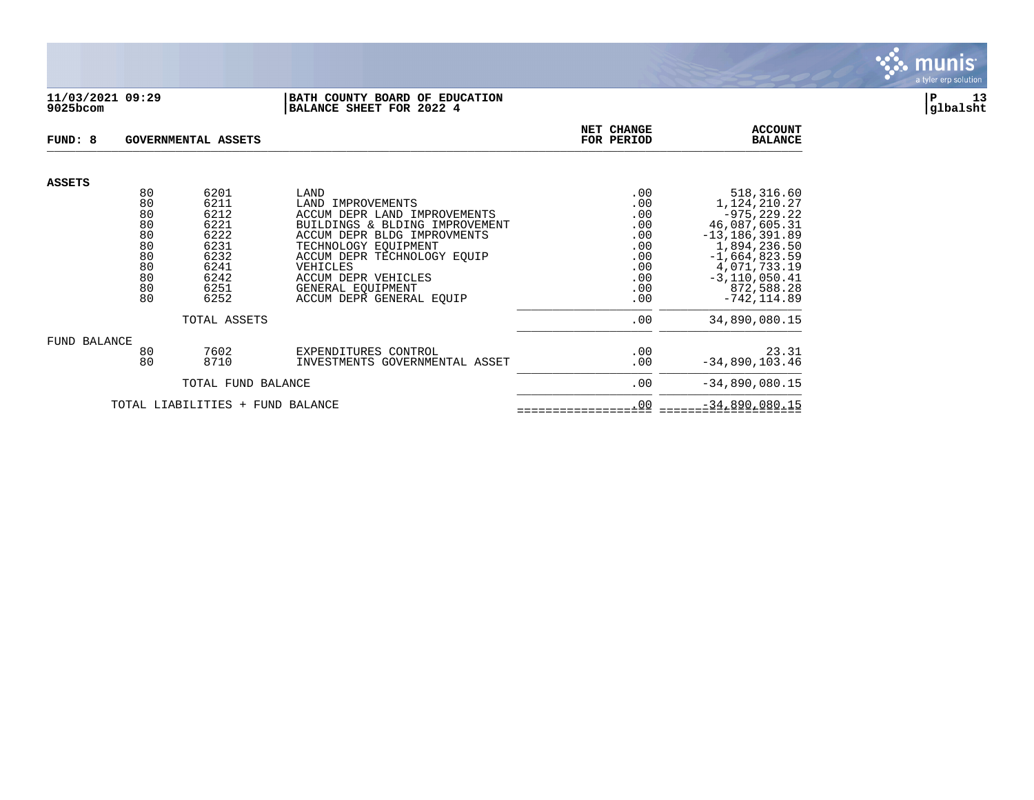11/03/2021 09:29
9025bcom

**BATH COUNTY BOARD OF EDUCATION**
**BALANCE SHEET FOR 2022 4**

P 13
glbalsht

**FUND: 8 GOVERNMENTAL ASSETS**

| | | | | NET CHANGE FOR PERIOD | ACCOUNT BALANCE |
|---|---|---|---|---|---|
| **ASSETS** | | | | | |
| | 80 | 6201 | LAND | .00 | 518,316.60 |
| | 80 | 6211 | LAND IMPROVEMENTS | .00 | 1,124,210.27 |
| | 80 | 6212 | ACCUM DEPR LAND IMPROVEMENTS | .00 | -975,229.22 |
| | 80 | 6221 | BUILDINGS & BLDING IMPROVEMENT | .00 | 46,087,605.31 |
| | 80 | 6222 | ACCUM DEPR BLDG IMPROVMENTS | .00 | -13,186,391.89 |
| | 80 | 6231 | TECHNOLOGY EQUIPMENT | .00 | 1,894,236.50 |
| | 80 | 6232 | ACCUM DEPR TECHNOLOGY EQUIP | .00 | -1,664,823.59 |
| | 80 | 6241 | VEHICLES | .00 | 4,071,733.19 |
| | 80 | 6242 | ACCUM DEPR VEHICLES | .00 | -3,110,050.41 |
| | 80 | 6251 | GENERAL EQUIPMENT | .00 | 872,588.28 |
| | 80 | 6252 | ACCUM DEPR GENERAL EQUIP | .00 | -742,114.89 |
| | | TOTAL ASSETS | | .00 | 34,890,080.15 |
| FUND BALANCE | | | | | |
| | 80 | 7602 | EXPENDITURES CONTROL | .00 | 23.31 |
| | 80 | 8710 | INVESTMENTS GOVERNMENTAL ASSET | .00 | -34,890,103.46 |
| | | TOTAL FUND BALANCE | | .00 | -34,890,080.15 |
| TOTAL LIABILITIES + FUND BALANCE | | | | .00 | -34,890,080.15 |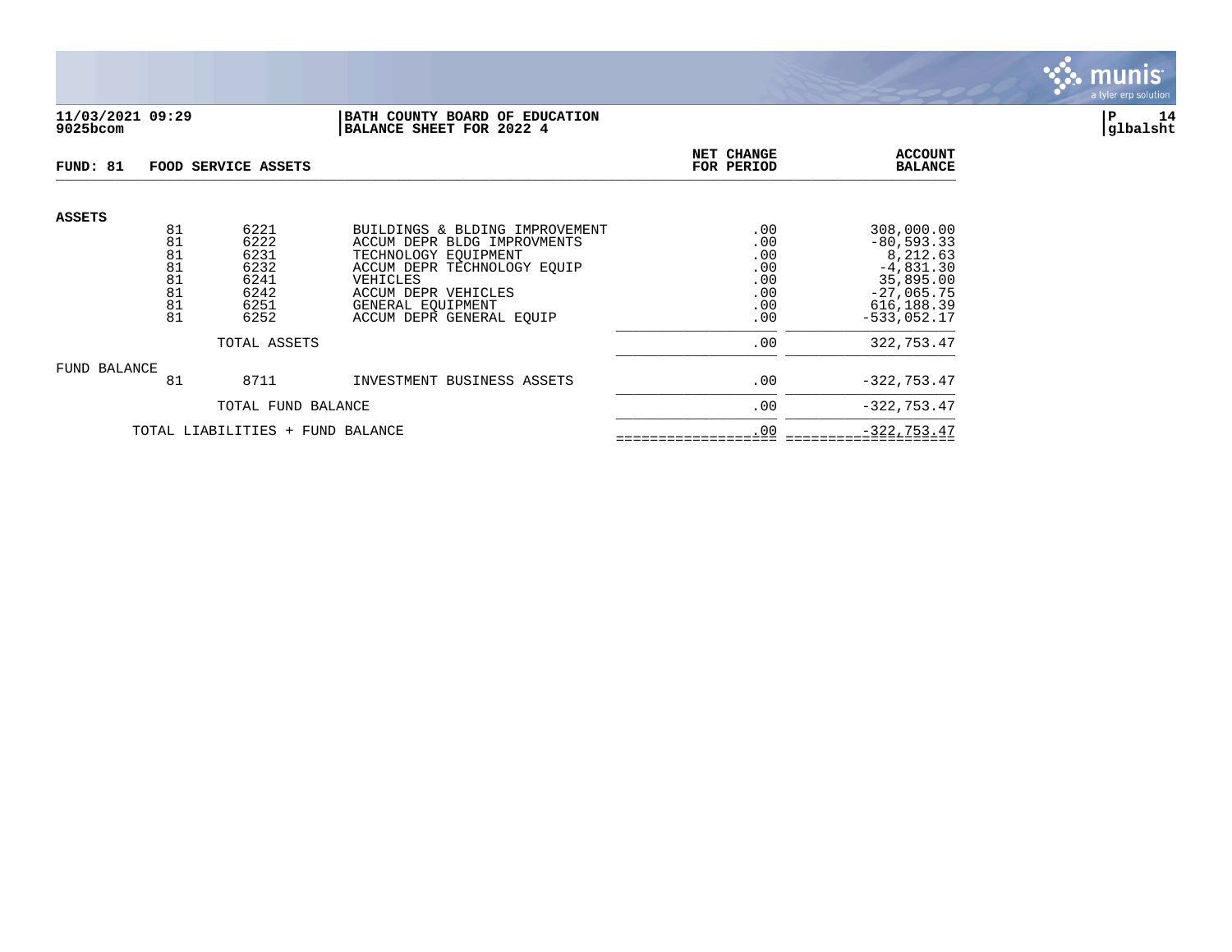**11/03/2021 09:29** | **BATH COUNTY BOARD OF EDUCATION**
**9025bcom** | **BALANCE SHEET FOR 2022 4** | **glbalsht**

**FUND: 81 FOOD SERVICE ASSETS**

| | | | | NET CHANGE FOR PERIOD | ACCOUNT BALANCE |
|---|---|---|---|---|---|
| **ASSETS** | | | | | |
| | 81 | 6221 | BUILDINGS & BLDING IMPROVEMENT | .00 | 308,000.00 |
| | 81 | 6222 | ACCUM DEPR BLDG IMPROVMENTS | .00 | -80,593.33 |
| | 81 | 6231 | TECHNOLOGY EQUIPMENT | .00 | 8,212.63 |
| | 81 | 6232 | ACCUM DEPR TECHNOLOGY EQUIP | .00 | -4,831.30 |
| | 81 | 6241 | VEHICLES | .00 | 35,895.00 |
| | 81 | 6242 | ACCUM DEPR VEHICLES | .00 | -27,065.75 |
| | 81 | 6251 | GENERAL EQUIPMENT | .00 | 616,188.39 |
| | 81 | 6252 | ACCUM DEPR GENERAL EQUIP | .00 | -533,052.17 |
| | | TOTAL ASSETS | | .00 | 322,753.47 |
| FUND BALANCE | | | | | |
| | 81 | 8711 | INVESTMENT BUSINESS ASSETS | .00 | -322,753.47 |
| | | TOTAL FUND BALANCE | | .00 | -322,753.47 |
| | TOTAL LIABILITIES + FUND BALANCE | | | .00 | -322,753.47 |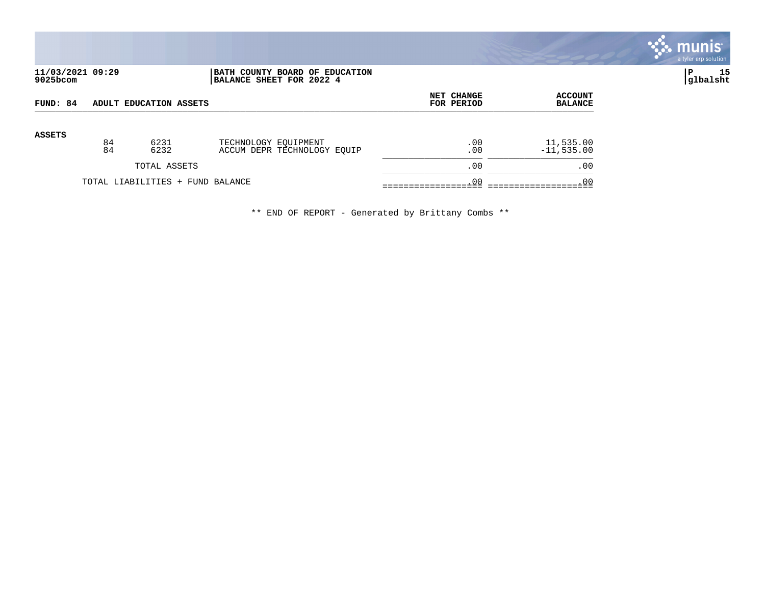11/03/2021 09:29
9025bcom

**BATH COUNTY BOARD OF EDUCATION**
**BALANCE SHEET FOR 2022 4**

glbalsht

| FUND: 84 | ADULT EDUCATION ASSETS | | NET CHANGE FOR PERIOD | ACCOUNT BALANCE |
|---|---|---|---|---|
| **ASSETS** | | | | |
| 84 | 6231 | TECHNOLOGY EQUIPMENT | .00 | 11,535.00 |
| 84 | 6232 | ACCUM DEPR TECHNOLOGY EQUIP | .00 | -11,535.00 |
| | TOTAL ASSETS | | .00 | .00 |
| | TOTAL LIABILITIES + FUND BALANCE | | .00 | .00 |

** END OF REPORT - Generated by Brittany Combs **